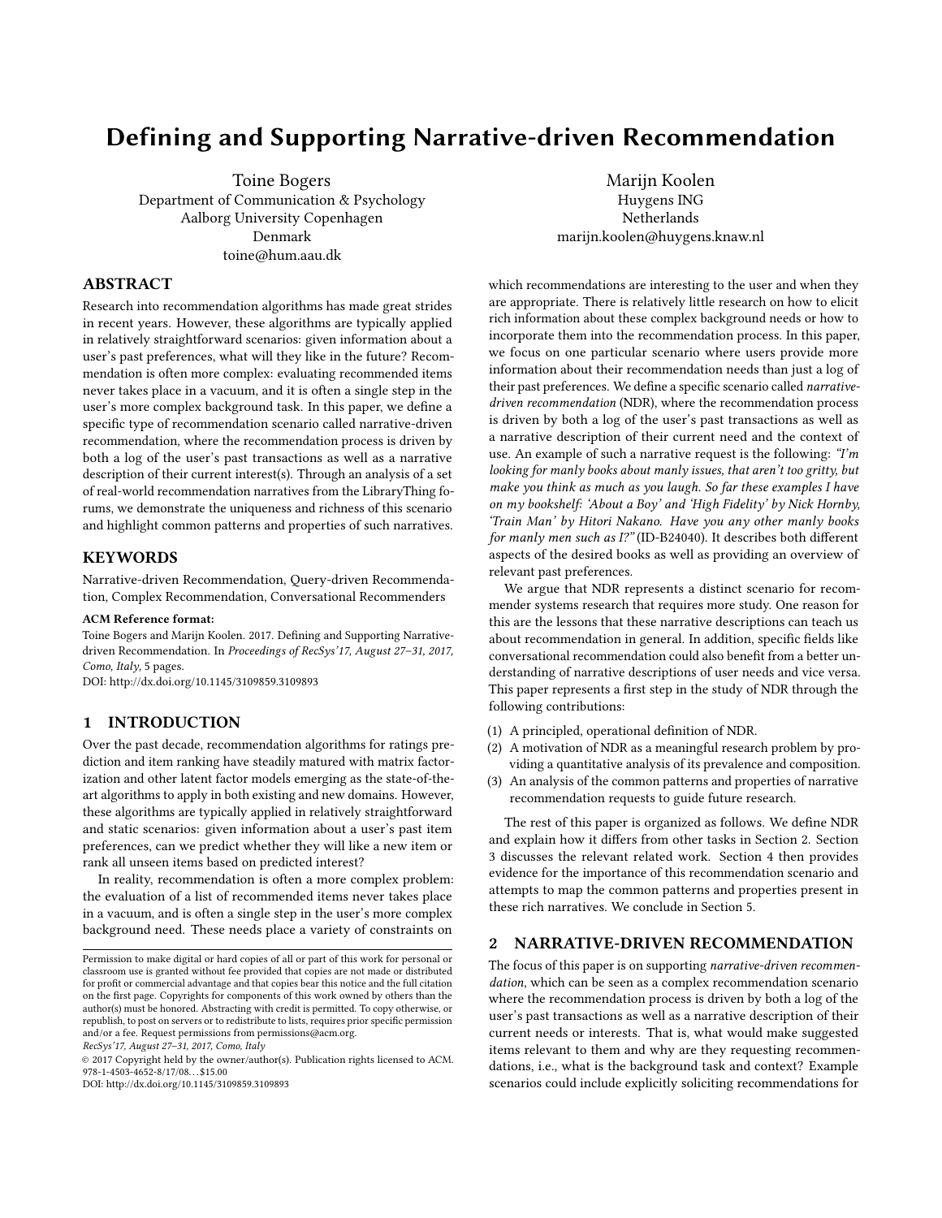# Defining and Supporting Narrative-driven Recommendation

Toine Bogers
Department of Communication & Psychology
Aalborg University Copenhagen
Denmark
toine@hum.aau.dk

Marijn Koolen
Huygens ING
Netherlands
marijn.koolen@huygens.knaw.nl

## ABSTRACT

Research into recommendation algorithms has made great strides in recent years. However, these algorithms are typically applied in relatively straightforward scenarios: given information about a user's past preferences, what will they like in the future? Recommendation is often more complex: evaluating recommended items never takes place in a vacuum, and it is often a single step in the user's more complex background task. In this paper, we define a specific type of recommendation scenario called narrative-driven recommendation, where the recommendation process is driven by both a log of the user's past transactions as well as a narrative description of their current interest(s). Through an analysis of a set of real-world recommendation narratives from the LibraryThing forums, we demonstrate the uniqueness and richness of this scenario and highlight common patterns and properties of such narratives.

## KEYWORDS

Narrative-driven Recommendation, Query-driven Recommendation, Complex Recommendation, Conversational Recommenders

**ACM Reference format:**
Toine Bogers and Marijn Koolen. 2017. Defining and Supporting Narrative-driven Recommendation. In *Proceedings of RecSys'17, August 27–31, 2017, Como, Italy,* 5 pages.
DOI: http://dx.doi.org/10.1145/3109859.3109893

## 1 INTRODUCTION

Over the past decade, recommendation algorithms for ratings prediction and item ranking have steadily matured with matrix factorization and other latent factor models emerging as the state-of-the-art algorithms to apply in both existing and new domains. However, these algorithms are typically applied in relatively straightforward and static scenarios: given information about a user's past item preferences, can we predict whether they will like a new item or rank all unseen items based on predicted interest?

In reality, recommendation is often a more complex problem: the evaluation of a list of recommended items never takes place in a vacuum, and is often a single step in the user's more complex background need. These needs place a variety of constraints on which recommendations are interesting to the user and when they are appropriate. There is relatively little research on how to elicit rich information about these complex background needs or how to incorporate them into the recommendation process. In this paper, we focus on one particular scenario where users provide more information about their recommendation needs than just a log of their past preferences. We define a specific scenario called *narrative-driven recommendation* (NDR), where the recommendation process is driven by both a log of the user's past transactions as well as a narrative description of their current need and the context of use. An example of such a narrative request is the following: *"I'm looking for manly books about manly issues, that aren't too gritty, but make you think as much as you laugh. So far these examples I have on my bookshelf: 'About a Boy' and 'High Fidelity' by Nick Hornby, 'Train Man' by Hitori Nakano. Have you any other manly books for manly men such as I?"* (ID-B24040). It describes both different aspects of the desired books as well as providing an overview of relevant past preferences.

We argue that NDR represents a distinct scenario for recommender systems research that requires more study. One reason for this are the lessons that these narrative descriptions can teach us about recommendation in general. In addition, specific fields like conversational recommendation could also benefit from a better understanding of narrative descriptions of user needs and vice versa. This paper represents a first step in the study of NDR through the following contributions:

(1) A principled, operational definition of NDR.
(2) A motivation of NDR as a meaningful research problem by providing a quantitative analysis of its prevalence and composition.
(3) An analysis of the common patterns and properties of narrative recommendation requests to guide future research.

The rest of this paper is organized as follows. We define NDR and explain how it differs from other tasks in Section 2. Section 3 discusses the relevant related work. Section 4 then provides evidence for the importance of this recommendation scenario and attempts to map the common patterns and properties present in these rich narratives. We conclude in Section 5.

## 2 NARRATIVE-DRIVEN RECOMMENDATION

The focus of this paper is on supporting *narrative-driven recommendation*, which can be seen as a complex recommendation scenario where the recommendation process is driven by both a log of the user's past transactions as well as a narrative description of their current needs or interests. That is, what would make suggested items relevant to them and why are they requesting recommendations, i.e., what is the background task and context? Example scenarios could include explicitly soliciting recommendations for

Permission to make digital or hard copies of all or part of this work for personal or classroom use is granted without fee provided that copies are not made or distributed for profit or commercial advantage and that copies bear this notice and the full citation on the first page. Copyrights for components of this work owned by others than the author(s) must be honored. Abstracting with credit is permitted. To copy otherwise, or republish, to post on servers or to redistribute to lists, requires prior specific permission and/or a fee. Request permissions from permissions@acm.org.
*RecSys'17, August 27–31, 2017, Como, Italy*
© 2017 Copyright held by the owner/author(s). Publication rights licensed to ACM. 978-1-4503-4652-8/17/08…$15.00
DOI: http://dx.doi.org/10.1145/3109859.3109893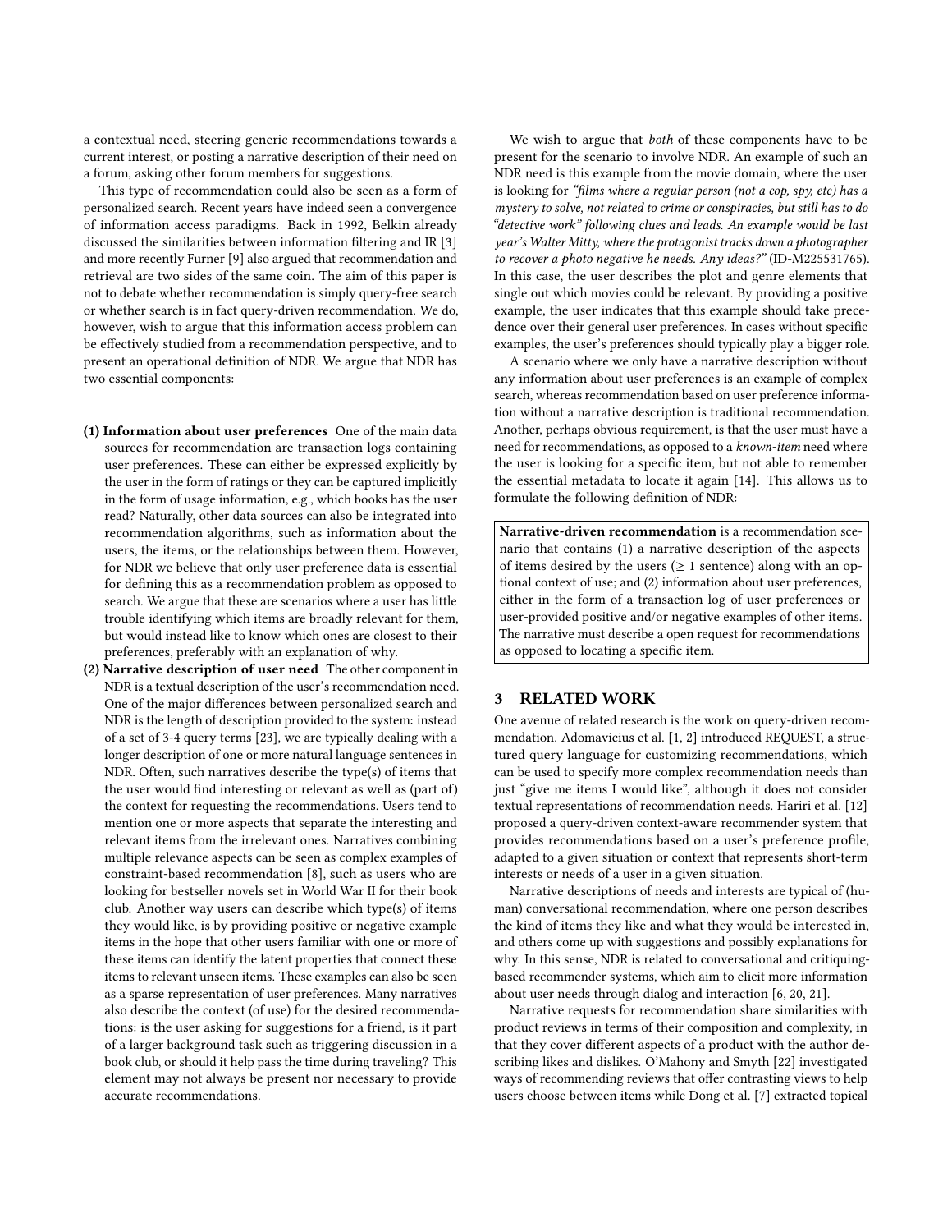a contextual need, steering generic recommendations towards a current interest, or posting a narrative description of their need on a forum, asking other forum members for suggestions.

This type of recommendation could also be seen as a form of personalized search. Recent years have indeed seen a convergence of information access paradigms. Back in 1992, Belkin already discussed the similarities between information filtering and IR [3] and more recently Furner [9] also argued that recommendation and retrieval are two sides of the same coin. The aim of this paper is not to debate whether recommendation is simply query-free search or whether search is in fact query-driven recommendation. We do, however, wish to argue that this information access problem can be effectively studied from a recommendation perspective, and to present an operational definition of NDR. We argue that NDR has two essential components:

**(1) Information about user preferences** One of the main data sources for recommendation are transaction logs containing user preferences. These can either be expressed explicitly by the user in the form of ratings or they can be captured implicitly in the form of usage information, e.g., which books has the user read? Naturally, other data sources can also be integrated into recommendation algorithms, such as information about the users, the items, or the relationships between them. However, for NDR we believe that only user preference data is essential for defining this as a recommendation problem as opposed to search. We argue that these are scenarios where a user has little trouble identifying which items are broadly relevant for them, but would instead like to know which ones are closest to their preferences, preferably with an explanation of why.

**(2) Narrative description of user need** The other component in NDR is a textual description of the user's recommendation need. One of the major differences between personalized search and NDR is the length of description provided to the system: instead of a set of 3-4 query terms [23], we are typically dealing with a longer description of one or more natural language sentences in NDR. Often, such narratives describe the type(s) of items that the user would find interesting or relevant as well as (part of) the context for requesting the recommendations. Users tend to mention one or more aspects that separate the interesting and relevant items from the irrelevant ones. Narratives combining multiple relevance aspects can be seen as complex examples of constraint-based recommendation [8], such as users who are looking for bestseller novels set in World War II for their book club. Another way users can describe which type(s) of items they would like, is by providing positive or negative example items in the hope that other users familiar with one or more of these items can identify the latent properties that connect these items to relevant unseen items. These examples can also be seen as a sparse representation of user preferences. Many narratives also describe the context (of use) for the desired recommendations: is the user asking for suggestions for a friend, is it part of a larger background task such as triggering discussion in a book club, or should it help pass the time during traveling? This element may not always be present nor necessary to provide accurate recommendations.

We wish to argue that *both* of these components have to be present for the scenario to involve NDR. An example of such an NDR need is this example from the movie domain, where the user is looking for *"films where a regular person (not a cop, spy, etc) has a mystery to solve, not related to crime or conspiracies, but still has to do "detective work" following clues and leads. An example would be last year's Walter Mitty, where the protagonist tracks down a photographer to recover a photo negative he needs. Any ideas?"* (ID-M225531765). In this case, the user describes the plot and genre elements that single out which movies could be relevant. By providing a positive example, the user indicates that this example should take precedence over their general user preferences. In cases without specific examples, the user's preferences should typically play a bigger role.

A scenario where we only have a narrative description without any information about user preferences is an example of complex search, whereas recommendation based on user preference information without a narrative description is traditional recommendation. Another, perhaps obvious requirement, is that the user must have a need for recommendations, as opposed to a *known-item* need where the user is looking for a specific item, but not able to remember the essential metadata to locate it again [14]. This allows us to formulate the following definition of NDR:

> **Narrative-driven recommendation** is a recommendation scenario that contains (1) a narrative description of the aspects of items desired by the users ($\geq 1$ sentence) along with an optional context of use; and (2) information about user preferences, either in the form of a transaction log of user preferences or user-provided positive and/or negative examples of other items. The narrative must describe a open request for recommendations as opposed to locating a specific item.

## 3 RELATED WORK

One avenue of related research is the work on query-driven recommendation. Adomavicius et al. [1, 2] introduced REQUEST, a structured query language for customizing recommendations, which can be used to specify more complex recommendation needs than just "give me items I would like", although it does not consider textual representations of recommendation needs. Hariri et al. [12] proposed a query-driven context-aware recommender system that provides recommendations based on a user's preference profile, adapted to a given situation or context that represents short-term interests or needs of a user in a given situation.

Narrative descriptions of needs and interests are typical of (human) conversational recommendation, where one person describes the kind of items they like and what they would be interested in, and others come up with suggestions and possibly explanations for why. In this sense, NDR is related to conversational and critiquing-based recommender systems, which aim to elicit more information about user needs through dialog and interaction [6, 20, 21].

Narrative requests for recommendation share similarities with product reviews in terms of their composition and complexity, in that they cover different aspects of a product with the author describing likes and dislikes. O'Mahony and Smyth [22] investigated ways of recommending reviews that offer contrasting views to help users choose between items while Dong et al. [7] extracted topical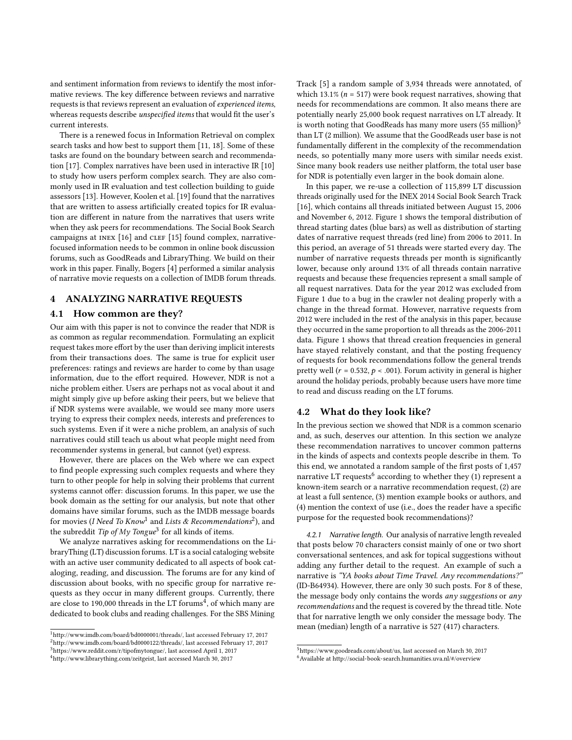and sentiment information from reviews to identify the most informative reviews. The key difference between reviews and narrative requests is that reviews represent an evaluation of *experienced items*, whereas requests describe *unspecified items* that would fit the user's current interests.

There is a renewed focus in Information Retrieval on complex search tasks and how best to support them [11, 18]. Some of these tasks are found on the boundary between search and recommendation [17]. Complex narratives have been used in interactive IR [10] to study how users perform complex search. They are also commonly used in IR evaluation and test collection building to guide assessors [13]. However, Koolen et al. [19] found that the narratives that are written to assess artificially created topics for IR evaluation are different in nature from the narratives that users write when they ask peers for recommendations. The Social Book Search campaigns at INEX [16] and CLEF [15] found complex, narrative-focused information needs to be common in online book discussion forums, such as GoodReads and LibraryThing. We build on their work in this paper. Finally, Bogers [4] performed a similar analysis of narrative movie requests on a collection of IMDB forum threads.

## 4 ANALYZING NARRATIVE REQUESTS

### 4.1 How common are they?

Our aim with this paper is not to convince the reader that NDR is as common as regular recommendation. Formulating an explicit request takes more effort by the user than deriving implicit interests from their transactions does. The same is true for explicit user preferences: ratings and reviews are harder to come by than usage information, due to the effort required. However, NDR is not a niche problem either. Users are perhaps not as vocal about it and might simply give up before asking their peers, but we believe that if NDR systems were available, we would see many more users trying to express their complex needs, interests and preferences to such systems. Even if it were a niche problem, an analysis of such narratives could still teach us about what people might need from recommender systems in general, but cannot (yet) express.

However, there are places on the Web where we can expect to find people expressing such complex requests and where they turn to other people for help in solving their problems that current systems cannot offer: discussion forums. In this paper, we use the book domain as the setting for our analysis, but note that other domains have similar forums, such as the IMDB message boards for movies (*I Need To Know*[1] and *Lists & Recommendations*[2]), and the subreddit *Tip of My Tongue*[3] for all kinds of items.

We analyze narratives asking for recommendations on the LibraryThing (LT) discussion forums. LT is a social cataloging website with an active user community dedicated to all aspects of book cataloging, reading, and discussion. The forums are for any kind of discussion about books, with no specific group for narrative requests as they occur in many different groups. Currently, there are close to 190,000 threads in the LT forums[4], of which many are dedicated to book clubs and reading challenges. For the SBS Mining Track [5] a random sample of 3,934 threads were annotated, of which 13.1% ($n$ = 517) were book request narratives, showing that needs for recommendations are common. It also means there are potentially nearly 25,000 book request narratives on LT already. It is worth noting that GoodReads has many more users (55 million)[5] than LT (2 million). We assume that the GoodReads user base is not fundamentally different in the complexity of the recommendation needs, so potentially many more users with similar needs exist. Since many book readers use neither platform, the total user base for NDR is potentially even larger in the book domain alone.

In this paper, we re-use a collection of 115,899 LT discussion threads originally used for the INEX 2014 Social Book Search Track [16], which contains all threads initiated between August 15, 2006 and November 6, 2012. Figure 1 shows the temporal distribution of thread starting dates (blue bars) as well as distribution of starting dates of narrative request threads (red line) from 2006 to 2011. In this period, an average of 51 threads were started every day. The number of narrative requests threads per month is significantly lower, because only around 13% of all threads contain narrative requests and because these frequencies represent a small sample of all request narratives. Data for the year 2012 was excluded from Figure 1 due to a bug in the crawler not dealing properly with a change in the thread format. However, narrative requests from 2012 were included in the rest of the analysis in this paper, because they occurred in the same proportion to all threads as the 2006-2011 data. Figure 1 shows that thread creation frequencies in general have stayed relatively constant, and that the posting frequency of requests for book recommendations follow the general trends pretty well ($r$ = 0.532, $p$ < .001). Forum activity in general is higher around the holiday periods, probably because users have more time to read and discuss reading on the LT forums.

### 4.2 What do they look like?

In the previous section we showed that NDR is a common scenario and, as such, deserves our attention. In this section we analyze these recommendation narratives to uncover common patterns in the kinds of aspects and contexts people describe in them. To this end, we annotated a random sample of the first posts of 1,457 narrative LT requests[6] according to whether they (1) represent a known-item search or a narrative recommendation request, (2) are at least a full sentence, (3) mention example books or authors, and (4) mention the context of use (i.e., does the reader have a specific purpose for the requested book recommendations)?

*4.2.1 Narrative length.* Our analysis of narrative length revealed that posts below 70 characters consist mainly of one or two short conversational sentences, and ask for topical suggestions without adding any further detail to the request. An example of such a narrative is *"YA books about Time Travel. Any recommendations?"* (ID-B64934). However, there are only 30 such posts. For 8 of these, the message body only contains the words *any suggestions* or *any recommendations* and the request is covered by the thread title. Note that for narrative length we only consider the message body. The mean (median) length of a narrative is 527 (417) characters.

[1] http://www.imdb.com/board/bd0000001/threads/, last accessed February 17, 2017
[2] http://www.imdb.com/board/bd0000122/threads/, last accessed February 17, 2017
[3] https://www.reddit.com/r/tipofmytongue/, last accessed April 1, 2017
[4] http://www.librarything.com/zeitgeist, last accessed March 30, 2017
[5] https://www.goodreads.com/about/us, last accessed on March 30, 2017
[6] Available at http://social-book-search.humanities.uva.nl/#/overview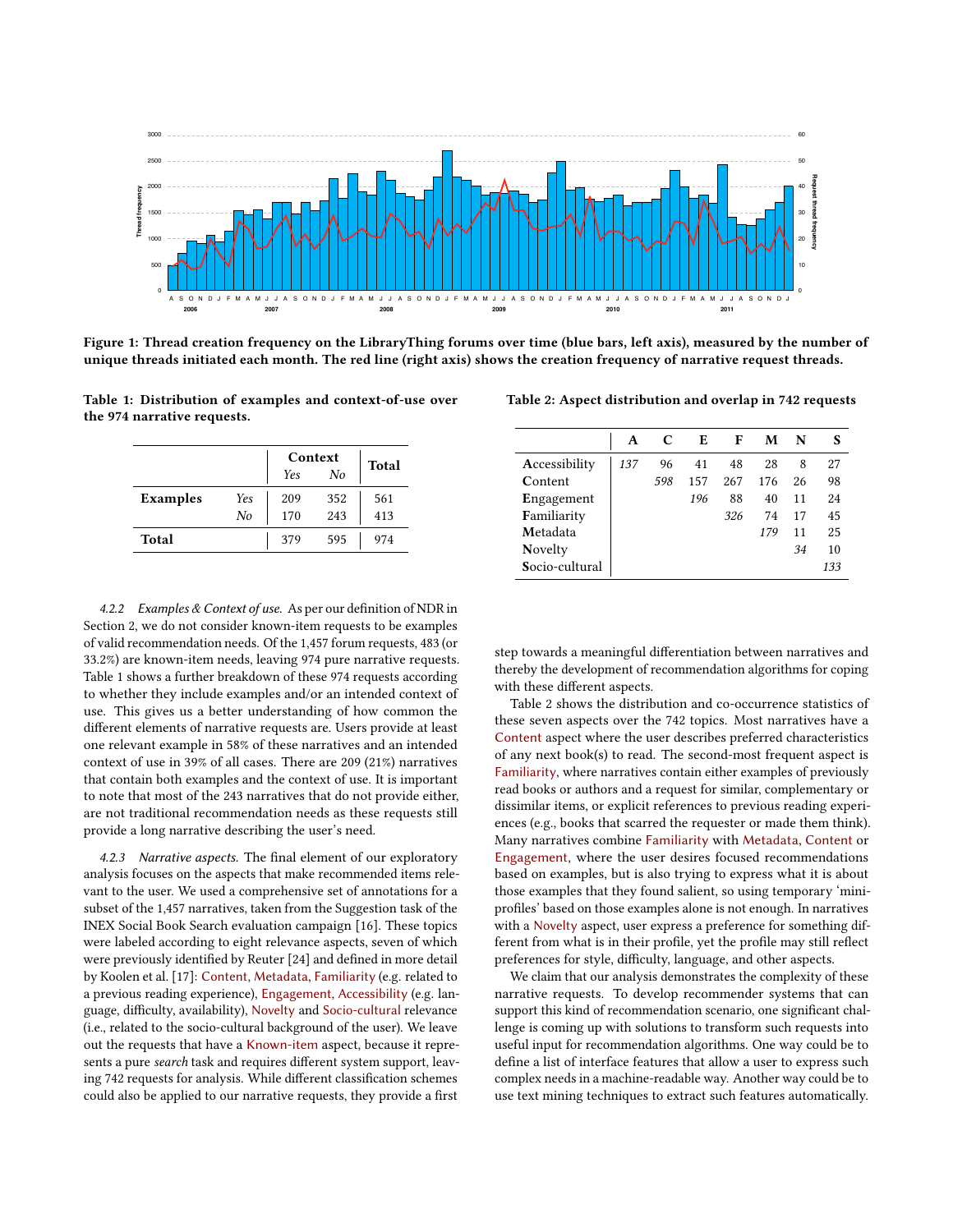Figure 1: Thread creation frequency on the LibraryThing forums over time (blue bars, left axis), measured by the number of unique threads initiated each month. The red line (right axis) shows the creation frequency of narrative request threads.

Table 1: Distribution of examples and context-of-use over the 974 narrative requests.

| | | Context *Yes* | Context *No* | Total |
|---|---|---|---|---|
| **Examples** | *Yes* | 209 | 352 | 561 |
| | *No* | 170 | 243 | 413 |
| **Total** | | 379 | 595 | 974 |

Table 2: Aspect distribution and overlap in 742 requests

| | A | C | E | F | M | N | S |
|---|---|---|---|---|---|---|---|
| **A**ccessibility | *137* | 96 | 41 | 48 | 28 | 8 | 27 |
| **C**ontent | | *598* | 157 | 267 | 176 | 26 | 98 |
| **E**ngagement | | | *196* | 88 | 40 | 11 | 24 |
| **F**amiliarity | | | | *326* | 74 | 17 | 45 |
| **M**etadata | | | | | *179* | 11 | 25 |
| **N**ovelty | | | | | | *34* | 10 |
| **S**ocio-cultural | | | | | | | *133* |

*4.2.2 Examples & Context of use.* As per our definition of NDR in Section 2, we do not consider known-item requests to be examples of valid recommendation needs. Of the 1,457 forum requests, 483 (or 33.2%) are known-item needs, leaving 974 pure narrative requests. Table 1 shows a further breakdown of these 974 requests according to whether they include examples and/or an intended context of use. This gives us a better understanding of how common the different elements of narrative requests are. Users provide at least one relevant example in 58% of these narratives and an intended context of use in 39% of all cases. There are 209 (21%) narratives that contain both examples and the context of use. It is important to note that most of the 243 narratives that do not provide either, are not traditional recommendation needs as these requests still provide a long narrative describing the user's need.

*4.2.3 Narrative aspects.* The final element of our exploratory analysis focuses on the aspects that make recommended items relevant to the user. We used a comprehensive set of annotations for a subset of the 1,457 narratives, taken from the Suggestion task of the INEX Social Book Search evaluation campaign [16]. These topics were labeled according to eight relevance aspects, seven of which were previously identified by Reuter [24] and defined in more detail by Koolen et al. [17]: Content, Metadata, Familiarity (e.g. related to a previous reading experience), Engagement, Accessibility (e.g. language, difficulty, availability), Novelty and Socio-cultural relevance (i.e., related to the socio-cultural background of the user). We leave out the requests that have a Known-item aspect, because it represents a pure *search* task and requires different system support, leaving 742 requests for analysis. While different classification schemes could also be applied to our narrative requests, they provide a first step towards a meaningful differentiation between narratives and thereby the development of recommendation algorithms for coping with these different aspects.

Table 2 shows the distribution and co-occurrence statistics of these seven aspects over the 742 topics. Most narratives have a Content aspect where the user describes preferred characteristics of any next book(s) to read. The second-most frequent aspect is Familiarity, where narratives contain either examples of previously read books or authors and a request for similar, complementary or dissimilar items, or explicit references to previous reading experiences (e.g., books that scarred the requester or made them think). Many narratives combine Familiarity with Metadata, Content or Engagement, where the user desires focused recommendations based on examples, but is also trying to express what it is about those examples that they found salient, so using temporary 'mini-profiles' based on those examples alone is not enough. In narratives with a Novelty aspect, user express a preference for something different from what is in their profile, yet the profile may still reflect preferences for style, difficulty, language, and other aspects.

We claim that our analysis demonstrates the complexity of these narrative requests. To develop recommender systems that can support this kind of recommendation scenario, one significant challenge is coming up with solutions to transform such requests into useful input for recommendation algorithms. One way could be to define a list of interface features that allow a user to express such complex needs in a machine-readable way. Another way could be to use text mining techniques to extract such features automatically.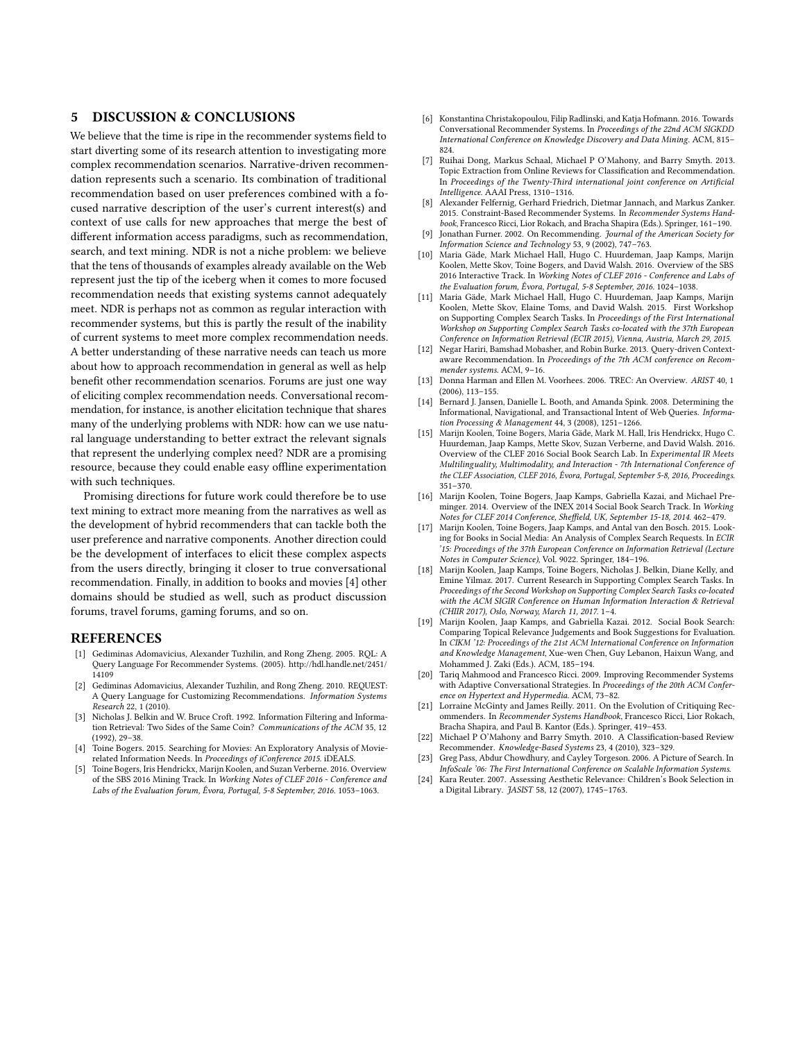## 5 DISCUSSION & CONCLUSIONS

We believe that the time is ripe in the recommender systems field to start diverting some of its research attention to investigating more complex recommendation scenarios. Narrative-driven recommendation represents such a scenario. Its combination of traditional recommendation based on user preferences combined with a focused narrative description of the user's current interest(s) and context of use calls for new approaches that merge the best of different information access paradigms, such as recommendation, search, and text mining. NDR is not a niche problem: we believe that the tens of thousands of examples already available on the Web represent just the tip of the iceberg when it comes to more focused recommendation needs that existing systems cannot adequately meet. NDR is perhaps not as common as regular interaction with recommender systems, but this is partly the result of the inability of current systems to meet more complex recommendation needs. A better understanding of these narrative needs can teach us more about how to approach recommendation in general as well as help benefit other recommendation scenarios. Forums are just one way of eliciting complex recommendation needs. Conversational recommendation, for instance, is another elicitation technique that shares many of the underlying problems with NDR: how can we use natural language understanding to better extract the relevant signals that represent the underlying complex need? NDR are a promising resource, because they could enable easy offline experimentation with such techniques.

Promising directions for future work could therefore be to use text mining to extract more meaning from the narratives as well as the development of hybrid recommenders that can tackle both the user preference and narrative components. Another direction could be the development of interfaces to elicit these complex aspects from the users directly, bringing it closer to true conversational recommendation. Finally, in addition to books and movies [4] other domains should be studied as well, such as product discussion forums, travel forums, gaming forums, and so on.

## REFERENCES

[1] Gediminas Adomavicius, Alexander Tuzhilin, and Rong Zheng. 2005. RQL: A Query Language For Recommender Systems. (2005). http://hdl.handle.net/2451/14109

[2] Gediminas Adomavicius, Alexander Tuzhilin, and Rong Zheng. 2010. REQUEST: A Query Language for Customizing Recommendations. *Information Systems Research* 22, 1 (2010).

[3] Nicholas J. Belkin and W. Bruce Croft. 1992. Information Filtering and Information Retrieval: Two Sides of the Same Coin? *Communications of the ACM* 35, 12 (1992), 29–38.

[4] Toine Bogers. 2015. Searching for Movies: An Exploratory Analysis of Movie-related Information Needs. In *Proceedings of iConference 2015*. iDEALS.

[5] Toine Bogers, Iris Hendrickx, Marijn Koolen, and Suzan Verberne. 2016. Overview of the SBS 2016 Mining Track. In *Working Notes of CLEF 2016 - Conference and Labs of the Evaluation forum, Évora, Portugal, 5-8 September, 2016*. 1053–1063.

[6] Konstantina Christakopoulou, Filip Radlinski, and Katja Hofmann. 2016. Towards Conversational Recommender Systems. In *Proceedings of the 22nd ACM SIGKDD International Conference on Knowledge Discovery and Data Mining*. ACM, 815–824.

[7] Ruihai Dong, Markus Schaal, Michael P O'Mahony, and Barry Smyth. 2013. Topic Extraction from Online Reviews for Classification and Recommendation. In *Proceedings of the Twenty-Third international joint conference on Artificial Intelligence*. AAAI Press, 1310–1316.

[8] Alexander Felfernig, Gerhard Friedrich, Dietmar Jannach, and Markus Zanker. 2015. Constraint-Based Recommender Systems. In *Recommender Systems Handbook*, Francesco Ricci, Lior Rokach, and Bracha Shapira (Eds.). Springer, 161–190.

[9] Jonathan Furner. 2002. On Recommending. *Journal of the American Society for Information Science and Technology* 53, 9 (2002), 747–763.

[10] Maria Gäde, Mark Michael Hall, Hugo C. Huurdeman, Jaap Kamps, Marijn Koolen, Mette Skov, Toine Bogers, and David Walsh. 2016. Overview of the SBS 2016 Interactive Track. In *Working Notes of CLEF 2016 - Conference and Labs of the Evaluation forum, Évora, Portugal, 5-8 September, 2016*. 1024–1038.

[11] Maria Gäde, Mark Michael Hall, Hugo C. Huurdeman, Jaap Kamps, Marijn Koolen, Mette Skov, Elaine Toms, and David Walsh. 2015. First Workshop on Supporting Complex Search Tasks. In *Proceedings of the First International Workshop on Supporting Complex Search Tasks co-located with the 37th European Conference on Information Retrieval (ECIR 2015), Vienna, Austria, March 29, 2015*.

[12] Negar Hariri, Bamshad Mobasher, and Robin Burke. 2013. Query-driven Context-aware Recommendation. In *Proceedings of the 7th ACM conference on Recommender systems*. ACM, 9–16.

[13] Donna Harman and Ellen M. Voorhees. 2006. TREC: An Overview. *ARIST* 40, 1 (2006), 113–155.

[14] Bernard J. Jansen, Danielle L. Booth, and Amanda Spink. 2008. Determining the Informational, Navigational, and Transactional Intent of Web Queries. *Information Processing & Management* 44, 3 (2008), 1251–1266.

[15] Marijn Koolen, Toine Bogers, Maria Gäde, Mark M. Hall, Iris Hendrickx, Hugo C. Huurdeman, Jaap Kamps, Mette Skov, Suzan Verberne, and David Walsh. 2016. Overview of the CLEF 2016 Social Book Search Lab. In *Experimental IR Meets Multilinguality, Multimodality, and Interaction - 7th International Conference of the CLEF Association, CLEF 2016, Évora, Portugal, September 5-8, 2016, Proceedings*. 351–370.

[16] Marijn Koolen, Toine Bogers, Jaap Kamps, Gabriella Kazai, and Michael Preminger. 2014. Overview of the INEX 2014 Social Book Search Track. In *Working Notes for CLEF 2014 Conference, Sheffield, UK, September 15-18, 2014*. 462–479.

[17] Marijn Koolen, Toine Bogers, Jaap Kamps, and Antal van den Bosch. 2015. Looking for Books in Social Media: An Analysis of Complex Search Requests. In *ECIR '15: Proceedings of the 37th European Conference on Information Retrieval (Lecture Notes in Computer Science)*, Vol. 9022. Springer, 184–196.

[18] Marijn Koolen, Jaap Kamps, Toine Bogers, Nicholas J. Belkin, Diane Kelly, and Emine Yilmaz. 2017. Current Research in Supporting Complex Search Tasks. In *Proceedings of the Second Workshop on Supporting Complex Search Tasks co-located with the ACM SIGIR Conference on Human Information Interaction & Retrieval (CHIIR 2017), Oslo, Norway, March 11, 2017*. 1–4.

[19] Marijn Koolen, Jaap Kamps, and Gabriella Kazai. 2012. Social Book Search: Comparing Topical Relevance Judgements and Book Suggestions for Evaluation. In *CIKM '12: Proceedings of the 21st ACM International Conference on Information and Knowledge Management*, Xue-wen Chen, Guy Lebanon, Haixun Wang, and Mohammed J. Zaki (Eds.). ACM, 185–194.

[20] Tariq Mahmood and Francesco Ricci. 2009. Improving Recommender Systems with Adaptive Conversational Strategies. In *Proceedings of the 20th ACM Conference on Hypertext and Hypermedia*. ACM, 73–82.

[21] Lorraine McGinty and James Reilly. 2011. On the Evolution of Critiquing Recommenders. In *Recommender Systems Handbook*, Francesco Ricci, Lior Rokach, Bracha Shapira, and Paul B. Kantor (Eds.). Springer, 419–453.

[22] Michael P O'Mahony and Barry Smyth. 2010. A Classification-based Review Recommender. *Knowledge-Based Systems* 23, 4 (2010), 323–329.

[23] Greg Pass, Abdur Chowdhury, and Cayley Torgeson. 2006. A Picture of Search. In *InfoScale '06: The First International Conference on Scalable Information Systems*.

[24] Kara Reuter. 2007. Assessing Aesthetic Relevance: Children's Book Selection in a Digital Library. *JASIST* 58, 12 (2007), 1745–1763.